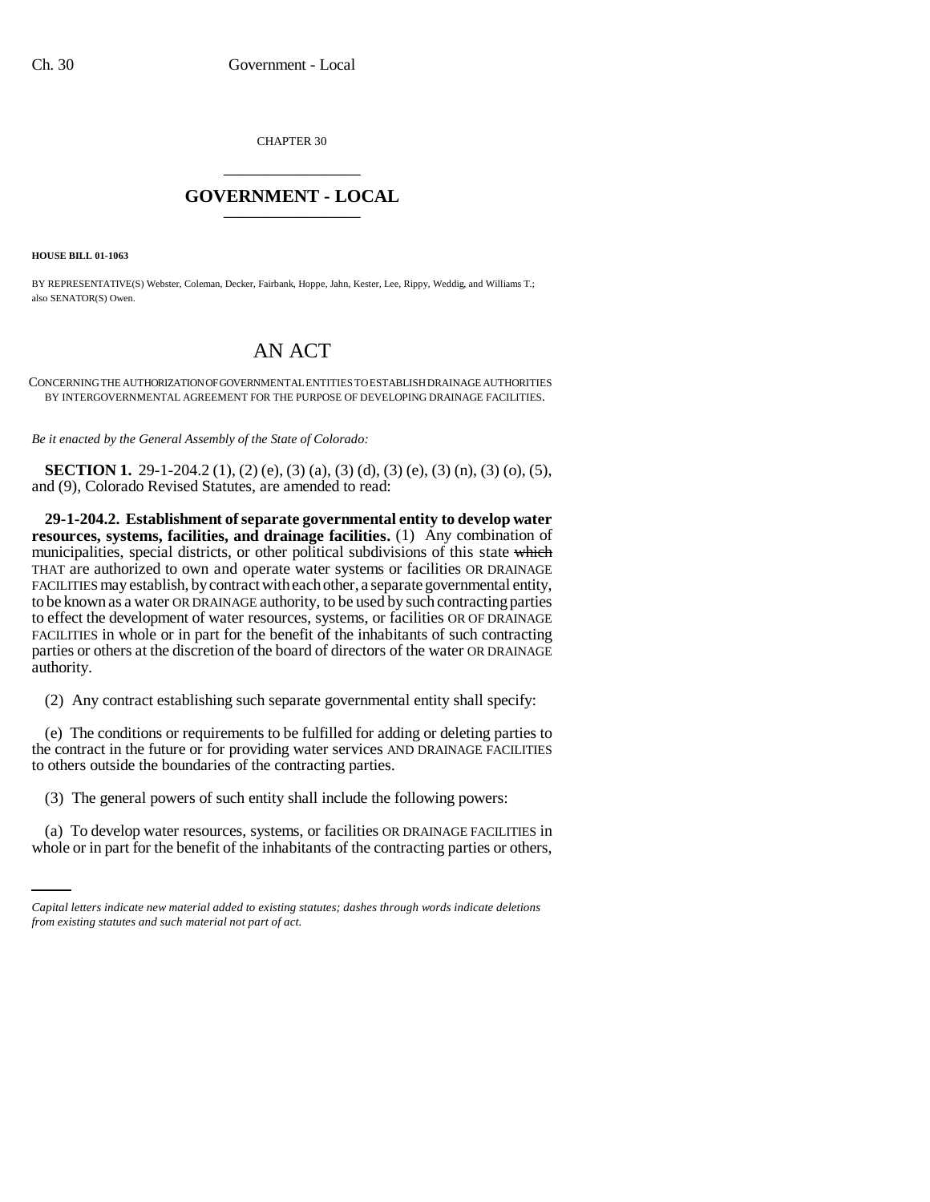CHAPTER 30

# GOVERNMENT - LOCAL

**HOUSE BILL 01-1063**

BY REPRESENTATIVE(S) Webster, Coleman, Decker, Fairbank, Hoppe, Jahn, Kester, Lee, Rippy, Weddig, and Williams T.; also SENATOR(S) Owen.

# AN ACT

CONCERNING THE AUTHORIZATION OF GOVERNMENTAL ENTITIES TO ESTABLISH DRAINAGE AUTHORITIES BY INTERGOVERNMENTAL AGREEMENT FOR THE PURPOSE OF DEVELOPING DRAINAGE FACILITIES.

*Be it enacted by the General Assembly of the State of Colorado:*

**SECTION 1.** 29-1-204.2 (1), (2) (e), (3) (a), (3) (d), (3) (e), (3) (n), (3) (o), (5), and (9), Colorado Revised Statutes, are amended to read:

**29-1-204.2. Establishment of separate governmental entity to develop water resources, systems, facilities, and drainage facilities.** (1) Any combination of municipalities, special districts, or other political subdivisions of this state ~~which~~ THAT are authorized to own and operate water systems or facilities OR DRAINAGE FACILITIES may establish, by contract with each other, a separate governmental entity, to be known as a water OR DRAINAGE authority, to be used by such contracting parties to effect the development of water resources, systems, or facilities OR OF DRAINAGE FACILITIES in whole or in part for the benefit of the inhabitants of such contracting parties or others at the discretion of the board of directors of the water OR DRAINAGE authority.

(2) Any contract establishing such separate governmental entity shall specify:

(e) The conditions or requirements to be fulfilled for adding or deleting parties to the contract in the future or for providing water services AND DRAINAGE FACILITIES to others outside the boundaries of the contracting parties.

(3) The general powers of such entity shall include the following powers:

(a) To develop water resources, systems, or facilities OR DRAINAGE FACILITIES in whole or in part for the benefit of the inhabitants of the contracting parties or others,

*Capital letters indicate new material added to existing statutes; dashes through words indicate deletions from existing statutes and such material not part of act.*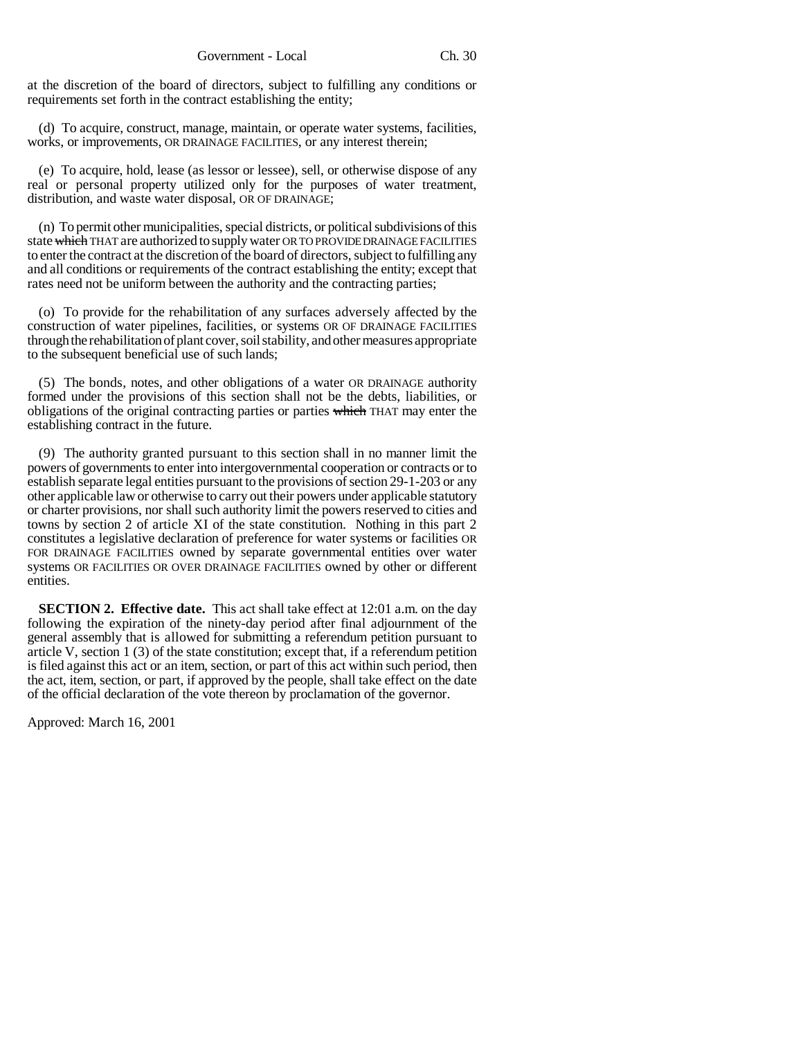at the discretion of the board of directors, subject to fulfilling any conditions or requirements set forth in the contract establishing the entity;

(d) To acquire, construct, manage, maintain, or operate water systems, facilities, works, or improvements, OR DRAINAGE FACILITIES, or any interest therein;

(e) To acquire, hold, lease (as lessor or lessee), sell, or otherwise dispose of any real or personal property utilized only for the purposes of water treatment, distribution, and waste water disposal, OR OF DRAINAGE;

(n) To permit other municipalities, special districts, or political subdivisions of this state ~~which~~ THAT are authorized to supply water OR TO PROVIDE DRAINAGE FACILITIES to enter the contract at the discretion of the board of directors, subject to fulfilling any and all conditions or requirements of the contract establishing the entity; except that rates need not be uniform between the authority and the contracting parties;

(o) To provide for the rehabilitation of any surfaces adversely affected by the construction of water pipelines, facilities, or systems OR OF DRAINAGE FACILITIES through the rehabilitation of plant cover, soil stability, and other measures appropriate to the subsequent beneficial use of such lands;

(5) The bonds, notes, and other obligations of a water OR DRAINAGE authority formed under the provisions of this section shall not be the debts, liabilities, or obligations of the original contracting parties or parties ~~which~~ THAT may enter the establishing contract in the future.

(9) The authority granted pursuant to this section shall in no manner limit the powers of governments to enter into intergovernmental cooperation or contracts or to establish separate legal entities pursuant to the provisions of section 29-1-203 or any other applicable law or otherwise to carry out their powers under applicable statutory or charter provisions, nor shall such authority limit the powers reserved to cities and towns by section 2 of article XI of the state constitution. Nothing in this part 2 constitutes a legislative declaration of preference for water systems or facilities OR FOR DRAINAGE FACILITIES owned by separate governmental entities over water systems OR FACILITIES OR OVER DRAINAGE FACILITIES owned by other or different entities.

**SECTION 2. Effective date.** This act shall take effect at 12:01 a.m. on the day following the expiration of the ninety-day period after final adjournment of the general assembly that is allowed for submitting a referendum petition pursuant to article V, section 1 (3) of the state constitution; except that, if a referendum petition is filed against this act or an item, section, or part of this act within such period, then the act, item, section, or part, if approved by the people, shall take effect on the date of the official declaration of the vote thereon by proclamation of the governor.

Approved: March 16, 2001